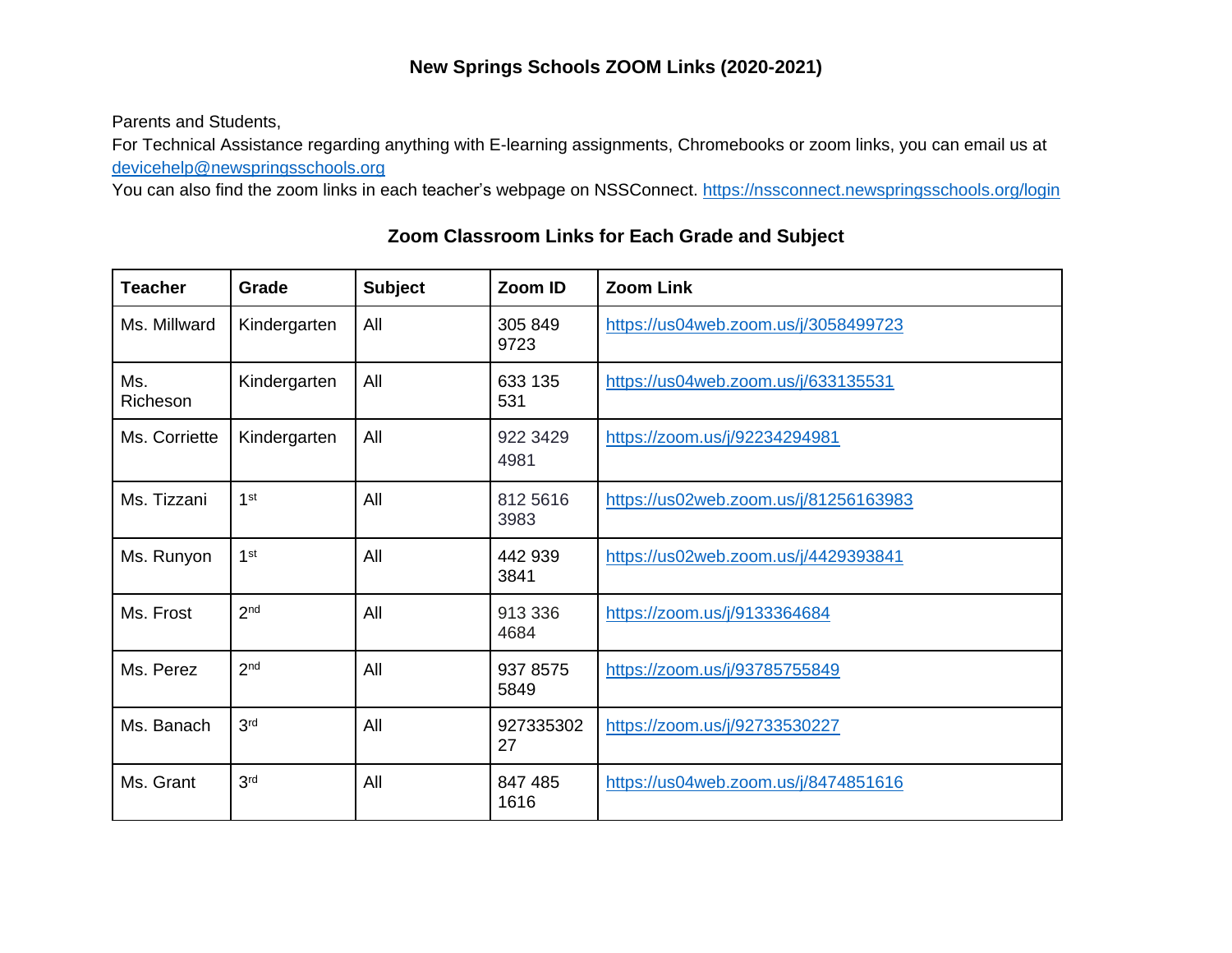# New Springs Schools ZOOM Links (2020-2021)

Parents and Students,

For Technical Assistance regarding anything with E-learning assignments, Chromebooks or zoom links, you can email us at devicehelp@newspringsschools.org

You can also find the zoom links in each teacher's webpage on NSSConnect. https://nssconnect.newspringsschools.org/login

## Zoom Classroom Links for Each Grade and Subject

| Teacher | Grade | Subject | Zoom ID | Zoom Link |
|---|---|---|---|---|
| Ms. Millward | Kindergarten | All | 305 849 9723 | https://us04web.zoom.us/j/3058499723 |
| Ms. Richeson | Kindergarten | All | 633 135 531 | https://us04web.zoom.us/j/633135531 |
| Ms. Corriette | Kindergarten | All | 922 3429 4981 | https://zoom.us/j/92234294981 |
| Ms. Tizzani | 1st | All | 812 5616 3983 | https://us02web.zoom.us/j/81256163983 |
| Ms. Runyon | 1st | All | 442 939 3841 | https://us02web.zoom.us/j/4429393841 |
| Ms. Frost | 2nd | All | 913 336 4684 | https://zoom.us/j/9133364684 |
| Ms. Perez | 2nd | All | 937 8575 5849 | https://zoom.us/j/93785755849 |
| Ms. Banach | 3rd | All | 92733530227 | https://zoom.us/j/92733530227 |
| Ms. Grant | 3rd | All | 847 485 1616 | https://us04web.zoom.us/j/8474851616 |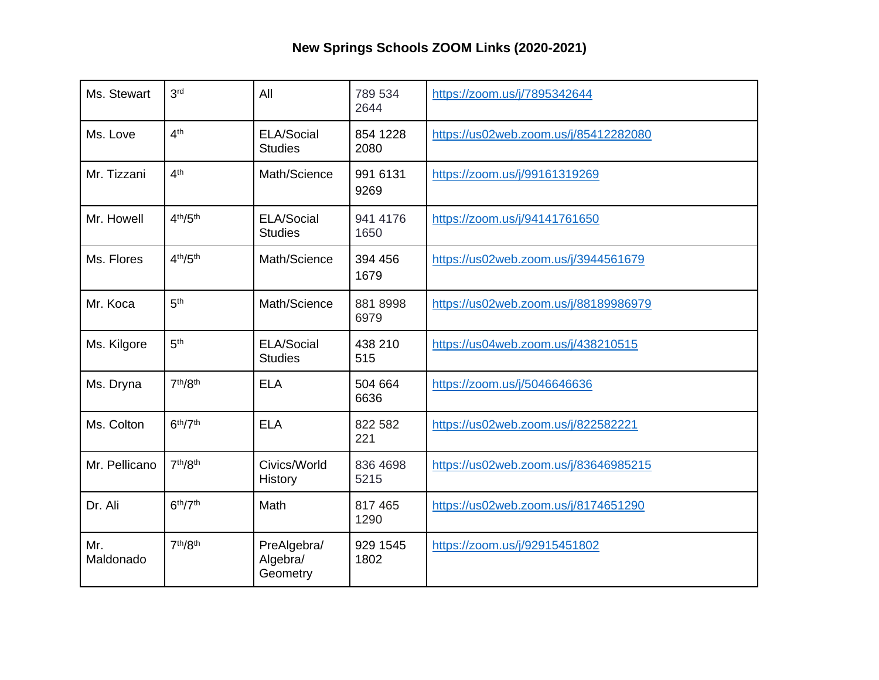**New Springs Schools ZOOM Links (2020-2021)**

| | | | | |
|---|---|---|---|---|
| Ms. Stewart | 3rd | All | 789 534 2644 | https://zoom.us/j/7895342644 |
| Ms. Love | 4th | ELA/Social Studies | 854 1228 2080 | https://us02web.zoom.us/j/85412282080 |
| Mr. Tizzani | 4th | Math/Science | 991 6131 9269 | https://zoom.us/j/99161319269 |
| Mr. Howell | 4th/5th | ELA/Social Studies | 941 4176 1650 | https://zoom.us/j/94141761650 |
| Ms. Flores | 4th/5th | Math/Science | 394 456 1679 | https://us02web.zoom.us/j/3944561679 |
| Mr. Koca | 5th | Math/Science | 881 8998 6979 | https://us02web.zoom.us/j/88189986979 |
| Ms. Kilgore | 5th | ELA/Social Studies | 438 210 515 | https://us04web.zoom.us/j/438210515 |
| Ms. Dryna | 7th/8th | ELA | 504 664 6636 | https://zoom.us/j/5046646636 |
| Ms. Colton | 6th/7th | ELA | 822 582 221 | https://us02web.zoom.us/j/822582221 |
| Mr. Pellicano | 7th/8th | Civics/World History | 836 4698 5215 | https://us02web.zoom.us/j/83646985215 |
| Dr. Ali | 6th/7th | Math | 817 465 1290 | https://us02web.zoom.us/j/8174651290 |
| Mr. Maldonado | 7th/8th | PreAlgebra/ Algebra/ Geometry | 929 1545 1802 | https://zoom.us/j/92915451802 |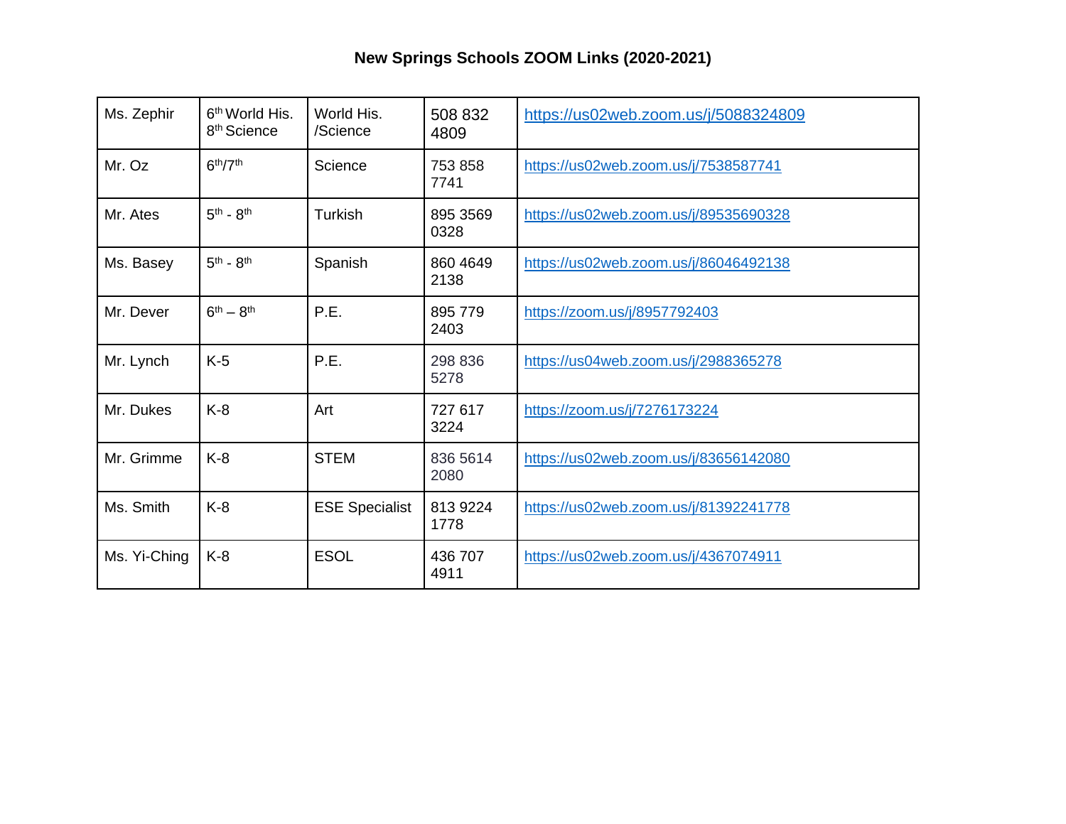# New Springs Schools ZOOM Links (2020-2021)

| | | | | |
|---|---|---|---|---|
| Ms. Zephir | 6th World His. 8th Science | World His. /Science | 508 832 4809 | https://us02web.zoom.us/j/5088324809 |
| Mr. Oz | 6th/7th | Science | 753 858 7741 | https://us02web.zoom.us/j/7538587741 |
| Mr. Ates | 5th - 8th | Turkish | 895 3569 0328 | https://us02web.zoom.us/j/89535690328 |
| Ms. Basey | 5th - 8th | Spanish | 860 4649 2138 | https://us02web.zoom.us/j/86046492138 |
| Mr. Dever | 6th – 8th | P.E. | 895 779 2403 | https://zoom.us/j/8957792403 |
| Mr. Lynch | K-5 | P.E. | 298 836 5278 | https://us04web.zoom.us/j/2988365278 |
| Mr. Dukes | K-8 | Art | 727 617 3224 | https://zoom.us/j/7276173224 |
| Mr. Grimme | K-8 | STEM | 836 5614 2080 | https://us02web.zoom.us/j/83656142080 |
| Ms. Smith | K-8 | ESE Specialist | 813 9224 1778 | https://us02web.zoom.us/j/81392241778 |
| Ms. Yi-Ching | K-8 | ESOL | 436 707 4911 | https://us02web.zoom.us/j/4367074911 |